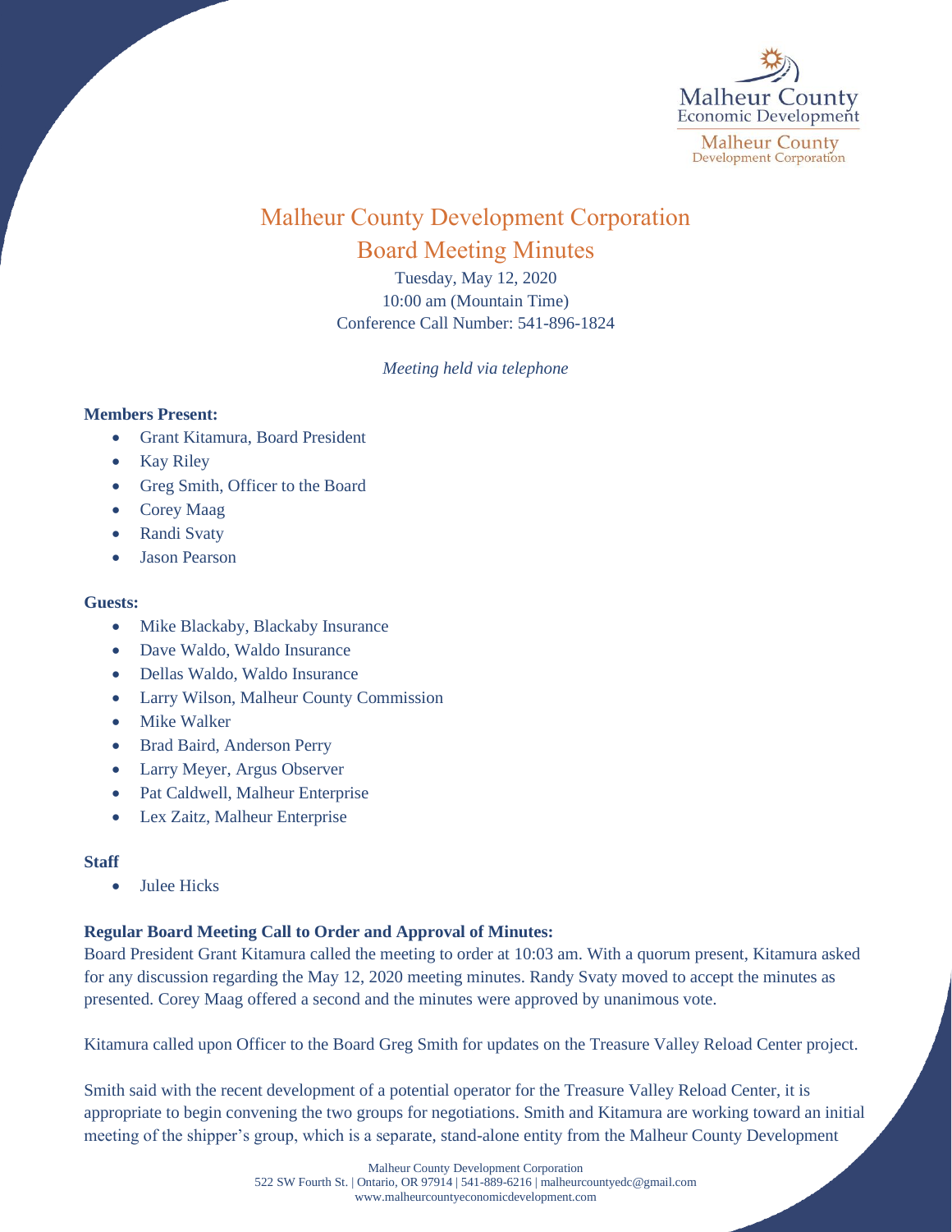# Malheur County Development Corporation

## Board Meeting Minutes

Tuesday, May 12, 2020
10:00 am (Mountain Time)
Conference Call Number: 541-896-1824

*Meeting held via telephone*

**Members Present:**

- Grant Kitamura, Board President
- Kay Riley
- Greg Smith, Officer to the Board
- Corey Maag
- Randi Svaty
- Jason Pearson

**Guests:**

- Mike Blackaby, Blackaby Insurance
- Dave Waldo, Waldo Insurance
- Dellas Waldo, Waldo Insurance
- Larry Wilson, Malheur County Commission
- Mike Walker
- Brad Baird, Anderson Perry
- Larry Meyer, Argus Observer
- Pat Caldwell, Malheur Enterprise
- Lex Zaitz, Malheur Enterprise

**Staff**

- Julee Hicks

**Regular Board Meeting Call to Order and Approval of Minutes:**

Board President Grant Kitamura called the meeting to order at 10:03 am. With a quorum present, Kitamura asked for any discussion regarding the May 12, 2020 meeting minutes. Randy Svaty moved to accept the minutes as presented. Corey Maag offered a second and the minutes were approved by unanimous vote.

Kitamura called upon Officer to the Board Greg Smith for updates on the Treasure Valley Reload Center project.

Smith said with the recent development of a potential operator for the Treasure Valley Reload Center, it is appropriate to begin convening the two groups for negotiations. Smith and Kitamura are working toward an initial meeting of the shipper's group, which is a separate, stand-alone entity from the Malheur County Development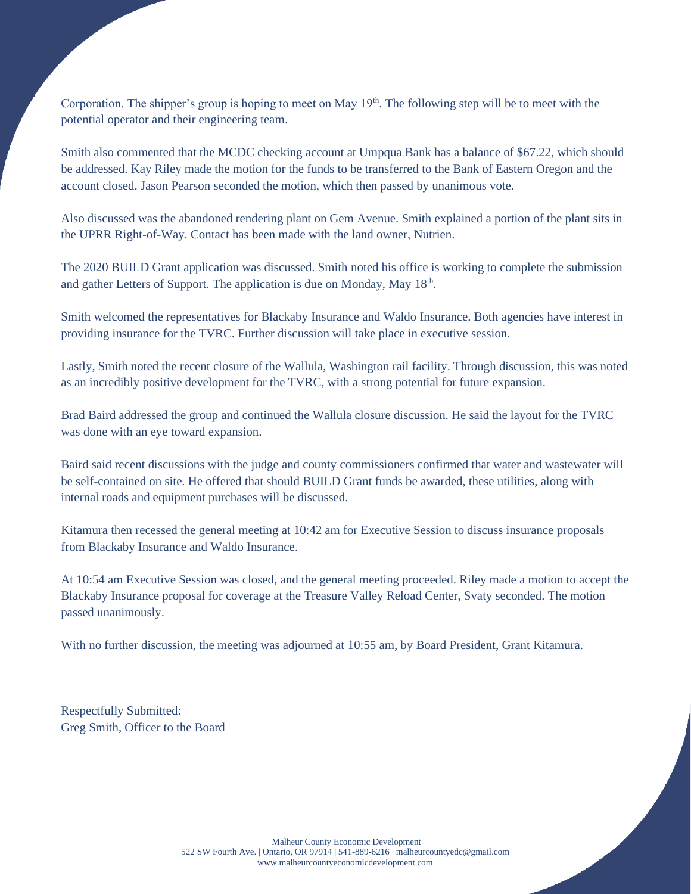Corporation. The shipper's group is hoping to meet on May 19th. The following step will be to meet with the potential operator and their engineering team.

Smith also commented that the MCDC checking account at Umpqua Bank has a balance of $67.22, which should be addressed. Kay Riley made the motion for the funds to be transferred to the Bank of Eastern Oregon and the account closed. Jason Pearson seconded the motion, which then passed by unanimous vote.

Also discussed was the abandoned rendering plant on Gem Avenue. Smith explained a portion of the plant sits in the UPRR Right-of-Way. Contact has been made with the land owner, Nutrien.

The 2020 BUILD Grant application was discussed. Smith noted his office is working to complete the submission and gather Letters of Support. The application is due on Monday, May 18th.

Smith welcomed the representatives for Blackaby Insurance and Waldo Insurance. Both agencies have interest in providing insurance for the TVRC. Further discussion will take place in executive session.

Lastly, Smith noted the recent closure of the Wallula, Washington rail facility. Through discussion, this was noted as an incredibly positive development for the TVRC, with a strong potential for future expansion.

Brad Baird addressed the group and continued the Wallula closure discussion. He said the layout for the TVRC was done with an eye toward expansion.

Baird said recent discussions with the judge and county commissioners confirmed that water and wastewater will be self-contained on site. He offered that should BUILD Grant funds be awarded, these utilities, along with internal roads and equipment purchases will be discussed.

Kitamura then recessed the general meeting at 10:42 am for Executive Session to discuss insurance proposals from Blackaby Insurance and Waldo Insurance.

At 10:54 am Executive Session was closed, and the general meeting proceeded. Riley made a motion to accept the Blackaby Insurance proposal for coverage at the Treasure Valley Reload Center, Svaty seconded. The motion passed unanimously.

With no further discussion, the meeting was adjourned at 10:55 am, by Board President, Grant Kitamura.

Respectfully Submitted:
Greg Smith, Officer to the Board

Malheur County Economic Development
522 SW Fourth Ave. | Ontario, OR 97914 | 541-889-6216 | malheurcountyedc@gmail.com
www.malheurcountyeconomicdevelopment.com